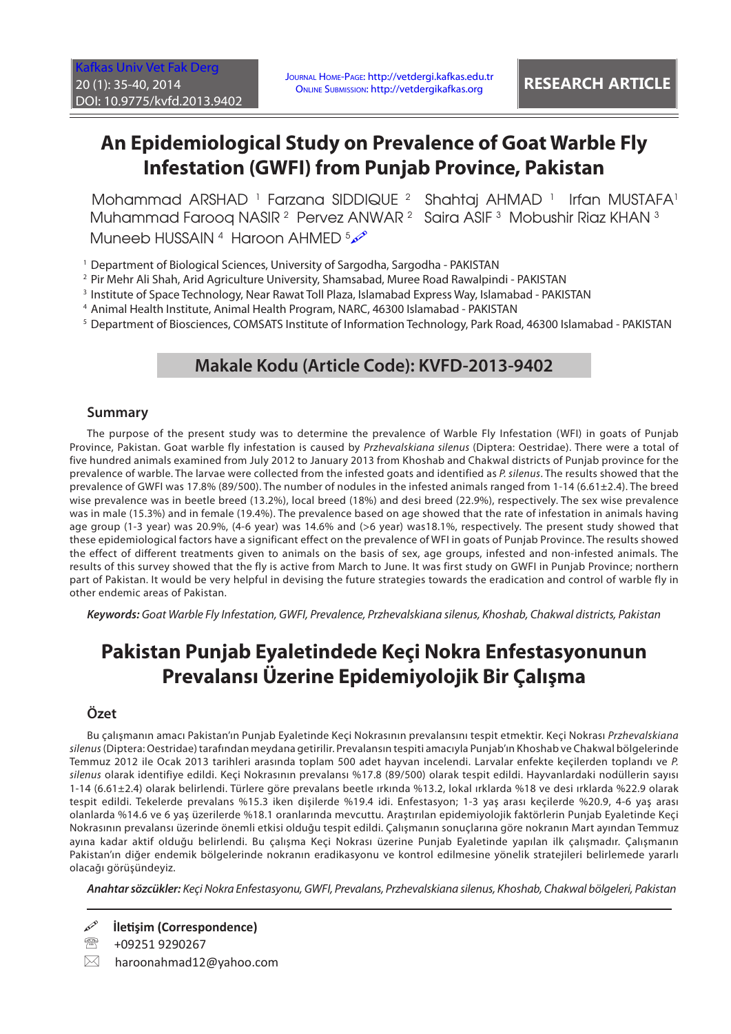# An Epidemiological Study on Prevalence of Goat Warble Fly Infestation (GWFI) from Punjab Province, Pakistan

Mohammad ARSHAD [1] Farzana SIDDIQUE [2] Shahtaj AHMAD [1] Irfan MUSTAFA[1] Muhammad Farooq NASIR [2] Pervez ANWAR [2] Saira ASIF [3] Mobushir Riaz KHAN [3] Muneeb HUSSAIN [4] Haroon AHMED [5]

[1] Department of Biological Sciences, University of Sargodha, Sargodha - PAKISTAN
[2] Pir Mehr Ali Shah, Arid Agriculture University, Shamsabad, Muree Road Rawalpindi - PAKISTAN
[3] Institute of Space Technology, Near Rawat Toll Plaza, Islamabad Express Way, Islamabad - PAKISTAN
[4] Animal Health Institute, Animal Health Program, NARC, 46300 Islamabad - PAKISTAN
[5] Department of Biosciences, COMSATS Institute of Information Technology, Park Road, 46300 Islamabad - PAKISTAN

**Makale Kodu (Article Code): KVFD-2013-9402**

## Summary

The purpose of the present study was to determine the prevalence of Warble Fly Infestation (WFI) in goats of Punjab Province, Pakistan. Goat warble fly infestation is caused by *Przhevalskiana silenus* (Diptera: Oestridae). There were a total of five hundred animals examined from July 2012 to January 2013 from Khoshab and Chakwal districts of Punjab province for the prevalence of warble. The larvae were collected from the infested goats and identified as *P. silenus*. The results showed that the prevalence of GWFI was 17.8% (89/500). The number of nodules in the infested animals ranged from 1-14 (6.61±2.4). The breed wise prevalence was in beetle breed (13.2%), local breed (18%) and desi breed (22.9%), respectively. The sex wise prevalence was in male (15.3%) and in female (19.4%). The prevalence based on age showed that the rate of infestation in animals having age group (1-3 year) was 20.9%, (4-6 year) was 14.6% and (>6 year) was18.1%, respectively. The present study showed that these epidemiological factors have a significant effect on the prevalence of WFI in goats of Punjab Province. The results showed the effect of different treatments given to animals on the basis of sex, age groups, infested and non-infested animals. The results of this survey showed that the fly is active from March to June. It was first study on GWFI in Punjab Province; northern part of Pakistan. It would be very helpful in devising the future strategies towards the eradication and control of warble fly in other endemic areas of Pakistan.

***Keywords:*** *Goat Warble Fly Infestation, GWFI, Prevalence, Przhevalskiana silenus, Khoshab, Chakwal districts, Pakistan*

# Pakistan Punjab Eyaletindede Keçi Nokra Enfestasyonunun Prevalansı Üzerine Epidemiyolojik Bir Çalışma

## Özet

Bu çalışmanın amacı Pakistan'ın Punjab Eyaletinde Keçi Nokrasının prevalansını tespit etmektir. Keçi Nokrası *Przhevalskiana silenus* (Diptera: Oestridae) tarafından meydana getirilir. Prevalansın tespiti amacıyla Punjab'ın Khoshab ve Chakwal bölgelerinde Temmuz 2012 ile Ocak 2013 tarihleri arasında toplam 500 adet hayvan incelendi. Larvalar enfekte keçilerden toplandı ve *P. silenus* olarak identifiye edildi. Keçi Nokrasının prevalansı %17.8 (89/500) olarak tespit edildi. Hayvanlardaki nodüllerin sayısı 1-14 (6.61±2.4) olarak belirlendi. Türlere göre prevalans beetle ırkında %13.2, lokal ırklarda %18 ve desi ırklarda %22.9 olarak tespit edildi. Tekelerde prevalans %15.3 iken dişilerde %19.4 idi. Enfestasyon; 1-3 yaş arası keçilerde %20.9, 4-6 yaş arası olanlarda %14.6 ve 6 yaş üzerilerde %18.1 oranlarında mevcuttu. Araştırılan epidemiyolojik faktörlerin Punjab Eyaletinde Keçi Nokrasının prevalansı üzerinde önemli etkisi olduğu tespit edildi. Çalışmanın sonuçlarına göre nokranın Mart ayından Temmuz ayına kadar aktif olduğu belirlendi. Bu çalışma Keçi Nokrası üzerine Punjab Eyaletinde yapılan ilk çalışmadır. Çalışmanın Pakistan'ın diğer endemik bölgelerinde nokranın eradikasyonu ve kontrol edilmesine yönelik stratejileri belirlemede yararlı olacağı görüşündeyiz.

***Anahtar sözcükler:*** *Keçi Nokra Enfestasyonu, GWFI, Prevalans, Przhevalskiana silenus, Khoshab, Chakwal bölgeleri, Pakistan*

**İletişim (Correspondence)**

+09251 9290267

haroonahmad12@yahoo.com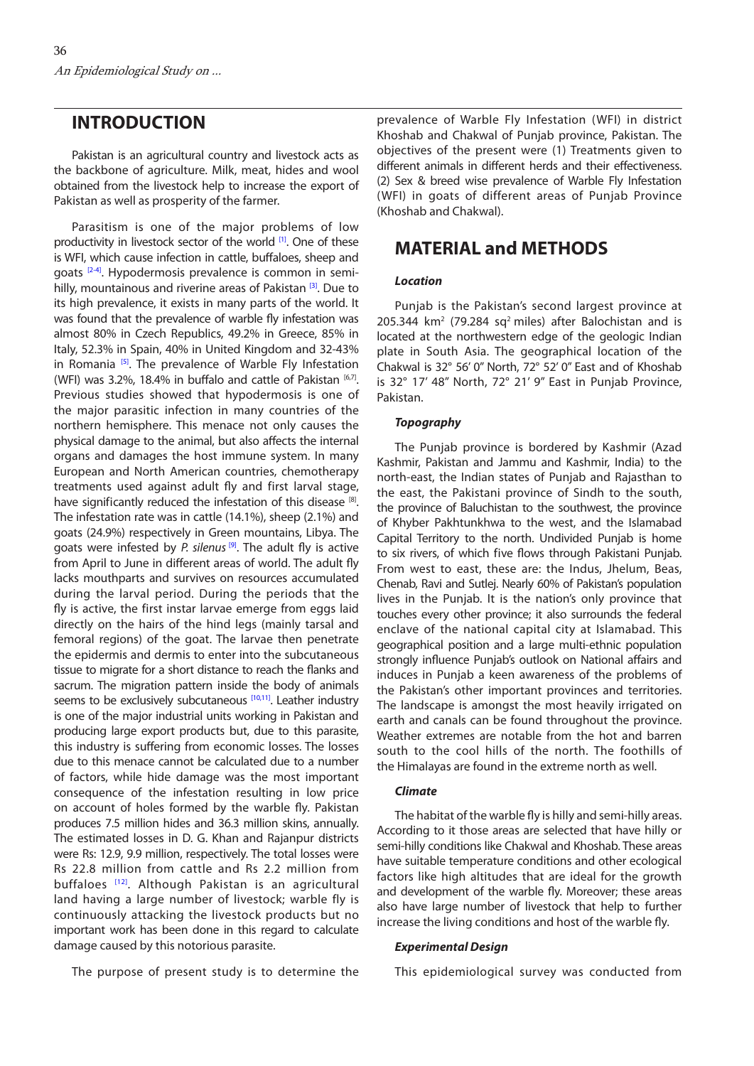## INTRODUCTION

Pakistan is an agricultural country and livestock acts as the backbone of agriculture. Milk, meat, hides and wool obtained from the livestock help to increase the export of Pakistan as well as prosperity of the farmer.

Parasitism is one of the major problems of low productivity in livestock sector of the world [1]. One of these is WFI, which cause infection in cattle, buffaloes, sheep and goats [2-4]. Hypodermosis prevalence is common in semi-hilly, mountainous and riverine areas of Pakistan [3]. Due to its high prevalence, it exists in many parts of the world. It was found that the prevalence of warble fly infestation was almost 80% in Czech Republics, 49.2% in Greece, 85% in Italy, 52.3% in Spain, 40% in United Kingdom and 32-43% in Romania [5]. The prevalence of Warble Fly Infestation (WFI) was 3.2%, 18.4% in buffalo and cattle of Pakistan [6,7]. Previous studies showed that hypodermosis is one of the major parasitic infection in many countries of the northern hemisphere. This menace not only causes the physical damage to the animal, but also affects the internal organs and damages the host immune system. In many European and North American countries, chemotherapy treatments used against adult fly and first larval stage, have significantly reduced the infestation of this disease [8]. The infestation rate was in cattle (14.1%), sheep (2.1%) and goats (24.9%) respectively in Green mountains, Libya. The goats were infested by *P. silenus* [9]. The adult fly is active from April to June in different areas of world. The adult fly lacks mouthparts and survives on resources accumulated during the larval period. During the periods that the fly is active, the first instar larvae emerge from eggs laid directly on the hairs of the hind legs (mainly tarsal and femoral regions) of the goat. The larvae then penetrate the epidermis and dermis to enter into the subcutaneous tissue to migrate for a short distance to reach the flanks and sacrum. The migration pattern inside the body of animals seems to be exclusively subcutaneous [10,11]. Leather industry is one of the major industrial units working in Pakistan and producing large export products but, due to this parasite, this industry is suffering from economic losses. The losses due to this menace cannot be calculated due to a number of factors, while hide damage was the most important consequence of the infestation resulting in low price on account of holes formed by the warble fly. Pakistan produces 7.5 million hides and 36.3 million skins, annually. The estimated losses in D. G. Khan and Rajanpur districts were Rs: 12.9, 9.9 million, respectively. The total losses were Rs 22.8 million from cattle and Rs 2.2 million from buffaloes [12]. Although Pakistan is an agricultural land having a large number of livestock; warble fly is continuously attacking the livestock products but no important work has been done in this regard to calculate damage caused by this notorious parasite.

The purpose of present study is to determine the prevalence of Warble Fly Infestation (WFI) in district Khoshab and Chakwal of Punjab province, Pakistan. The objectives of the present were (1) Treatments given to different animals in different herds and their effectiveness. (2) Sex & breed wise prevalence of Warble Fly Infestation (WFI) in goats of different areas of Punjab Province (Khoshab and Chakwal).

## MATERIAL and METHODS

### *Location*

Punjab is the Pakistan's second largest province at 205.344 km$^2$ (79.284 sq$^2$ miles) after Balochistan and is located at the northwestern edge of the geologic Indian plate in South Asia. The geographical location of the Chakwal is 32° 56′ 0″ North, 72° 52′ 0″ East and of Khoshab is 32° 17′ 48″ North, 72° 21′ 9″ East in Punjab Province, Pakistan.

### *Topography*

The Punjab province is bordered by Kashmir (Azad Kashmir, Pakistan and Jammu and Kashmir, India) to the north-east, the Indian states of Punjab and Rajasthan to the east, the Pakistani province of Sindh to the south, the province of Baluchistan to the southwest, the province of Khyber Pakhtunkhwa to the west, and the Islamabad Capital Territory to the north. Undivided Punjab is home to six rivers, of which five flows through Pakistani Punjab. From west to east, these are: the Indus, Jhelum, Beas, Chenab, Ravi and Sutlej. Nearly 60% of Pakistan's population lives in the Punjab. It is the nation's only province that touches every other province; it also surrounds the federal enclave of the national capital city at Islamabad. This geographical position and a large multi-ethnic population strongly influence Punjab's outlook on National affairs and induces in Punjab a keen awareness of the problems of the Pakistan's other important provinces and territories. The landscape is amongst the most heavily irrigated on earth and canals can be found throughout the province. Weather extremes are notable from the hot and barren south to the cool hills of the north. The foothills of the Himalayas are found in the extreme north as well.

### *Climate*

The habitat of the warble fly is hilly and semi-hilly areas. According to it those areas are selected that have hilly or semi-hilly conditions like Chakwal and Khoshab. These areas have suitable temperature conditions and other ecological factors like high altitudes that are ideal for the growth and development of the warble fly. Moreover; these areas also have large number of livestock that help to further increase the living conditions and host of the warble fly.

### *Experimental Design*

This epidemiological survey was conducted from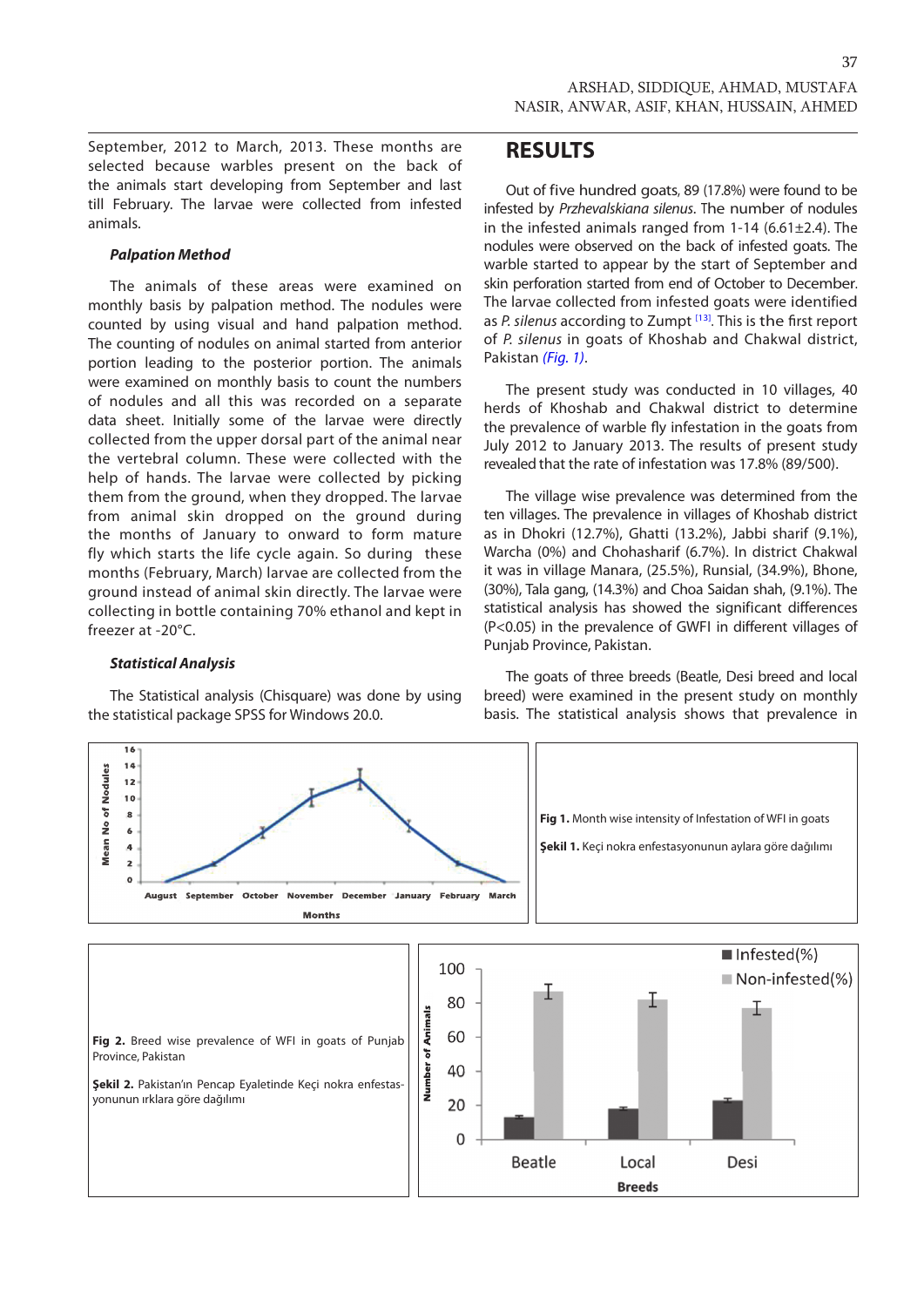September, 2012 to March, 2013. These months are selected because warbles present on the back of the animals start developing from September and last till February. The larvae were collected from infested animals.

### *Palpation Method*

The animals of these areas were examined on monthly basis by palpation method. The nodules were counted by using visual and hand palpation method. The counting of nodules on animal started from anterior portion leading to the posterior portion. The animals were examined on monthly basis to count the numbers of nodules and all this was recorded on a separate data sheet. Initially some of the larvae were directly collected from the upper dorsal part of the animal near the vertebral column. These were collected with the help of hands. The larvae were collected by picking them from the ground, when they dropped. The larvae from animal skin dropped on the ground during the months of January to onward to form mature fly which starts the life cycle again. So during these months (February, March) larvae are collected from the ground instead of animal skin directly. The larvae were collecting in bottle containing 70% ethanol and kept in freezer at -20°C.

### *Statistical Analysis*

The Statistical analysis (Chisquare) was done by using the statistical package SPSS for Windows 20.0.

## RESULTS

Out of five hundred goats, 89 (17.8%) were found to be infested by *Przhevalskiana silenus*. The number of nodules in the infested animals ranged from 1-14 (6.61±2.4). The nodules were observed on the back of infested goats. The warble started to appear by the start of September and skin perforation started from end of October to December. The larvae collected from infested goats were identified as *P. silenus* according to Zumpt [13]. This is the first report of *P. silenus* in goats of Khoshab and Chakwal district, Pakistan *(Fig. 1)*.

The present study was conducted in 10 villages, 40 herds of Khoshab and Chakwal district to determine the prevalence of warble fly infestation in the goats from July 2012 to January 2013. The results of present study revealed that the rate of infestation was 17.8% (89/500).

The village wise prevalence was determined from the ten villages. The prevalence in villages of Khoshab district as in Dhokri (12.7%), Ghatti (13.2%), Jabbi sharif (9.1%), Warcha (0%) and Chohasharif (6.7%). In district Chakwal it was in village Manara, (25.5%), Runsial, (34.9%), Bhone, (30%), Tala gang, (14.3%) and Choa Saidan shah, (9.1%). The statistical analysis has showed the significant differences (P<0.05) in the prevalence of GWFI in different villages of Punjab Province, Pakistan.

The goats of three breeds (Beatle, Desi breed and local breed) were examined in the present study on monthly basis. The statistical analysis shows that prevalence in

**Fig 1.** Month wise intensity of Infestation of WFI in goats

**Şekil 1.** Keçi nokra enfestasyonunun aylara göre dağılımı

**Fig 2.** Breed wise prevalence of WFI in goats of Punjab Province, Pakistan

**Şekil 2.** Pakistan'ın Pencap Eyaletinde Keçi nokra enfestasyonunun ırklara göre dağılımı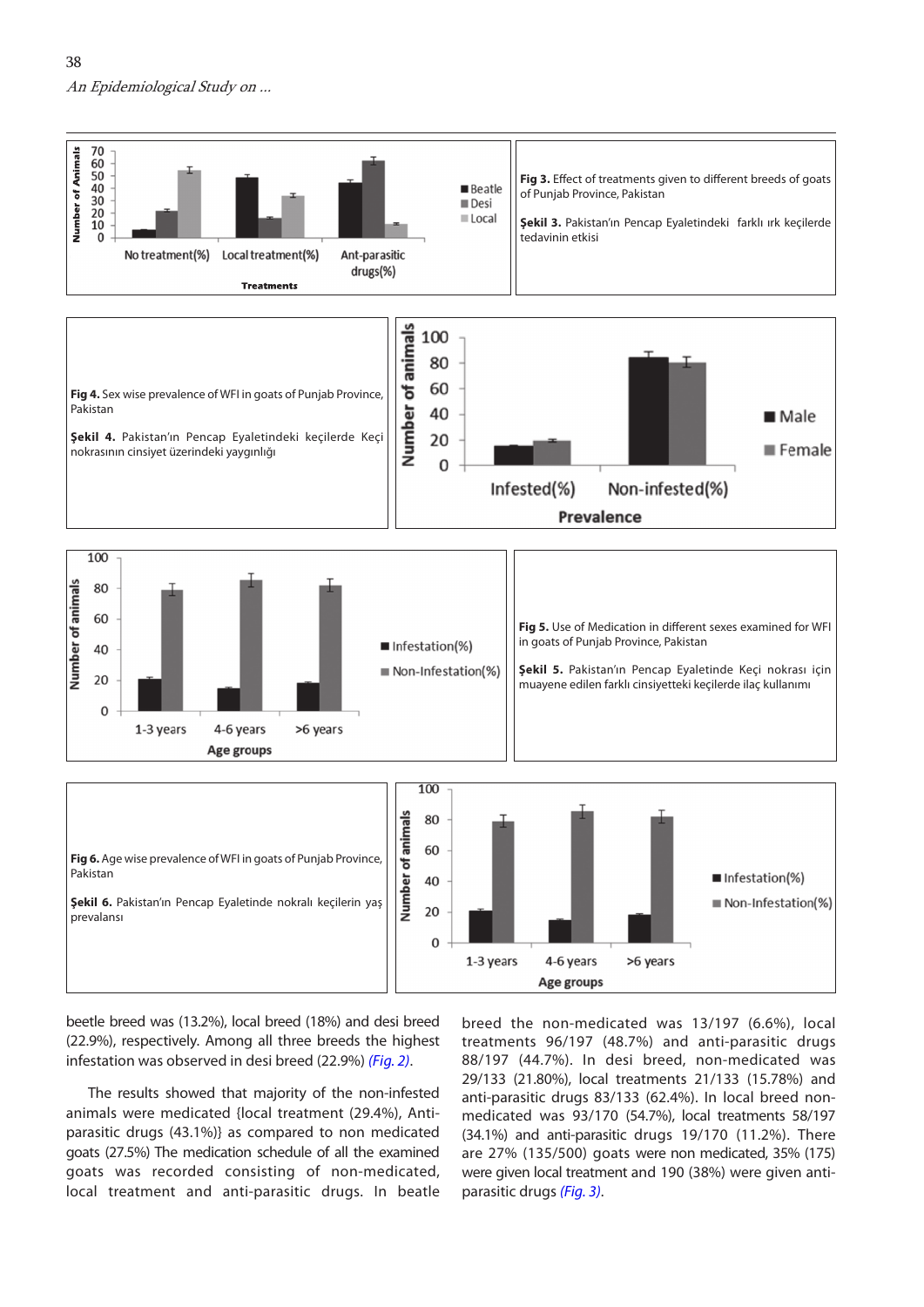**Fig 3.** Effect of treatments given to different breeds of goats of Punjab Province, Pakistan

**Şekil 3.** Pakistan'ın Pencap Eyaletindeki farklı ırk keçilerde tedavinin etkisi

**Fig 4.** Sex wise prevalence of WFI in goats of Punjab Province, Pakistan

**Şekil 4.** Pakistan'ın Pencap Eyaletindeki keçilerde Keçi nokrasının cinsiyet üzerindeki yaygınlığı

**Fig 5.** Use of Medication in different sexes examined for WFI in goats of Punjab Province, Pakistan

**Şekil 5.** Pakistan'ın Pencap Eyaletinde Keçi nokrası için muayene edilen farklı cinsiyetteki keçilerde ilaç kullanımı

**Fig 6.** Age wise prevalence of WFI in goats of Punjab Province, Pakistan

**Şekil 6.** Pakistan'ın Pencap Eyaletinde nokralı keçilerin yaş prevalansı

beetle breed was (13.2%), local breed (18%) and desi breed (22.9%), respectively. Among all three breeds the highest infestation was observed in desi breed (22.9%) *(Fig. 2)*.

The results showed that majority of the non-infested animals were medicated {local treatment (29.4%), Anti-parasitic drugs (43.1%)} as compared to non medicated goats (27.5%) The medication schedule of all the examined goats was recorded consisting of non-medicated, local treatment and anti-parasitic drugs. In beatle breed the non-medicated was 13/197 (6.6%), local treatments 96/197 (48.7%) and anti-parasitic drugs 88/197 (44.7%). In desi breed, non-medicated was 29/133 (21.80%), local treatments 21/133 (15.78%) and anti-parasitic drugs 83/133 (62.4%). In local breed non-medicated was 93/170 (54.7%), local treatments 58/197 (34.1%) and anti-parasitic drugs 19/170 (11.2%). There are 27% (135/500) goats were non medicated, 35% (175) were given local treatment and 190 (38%) were given anti-parasitic drugs *(Fig. 3)*.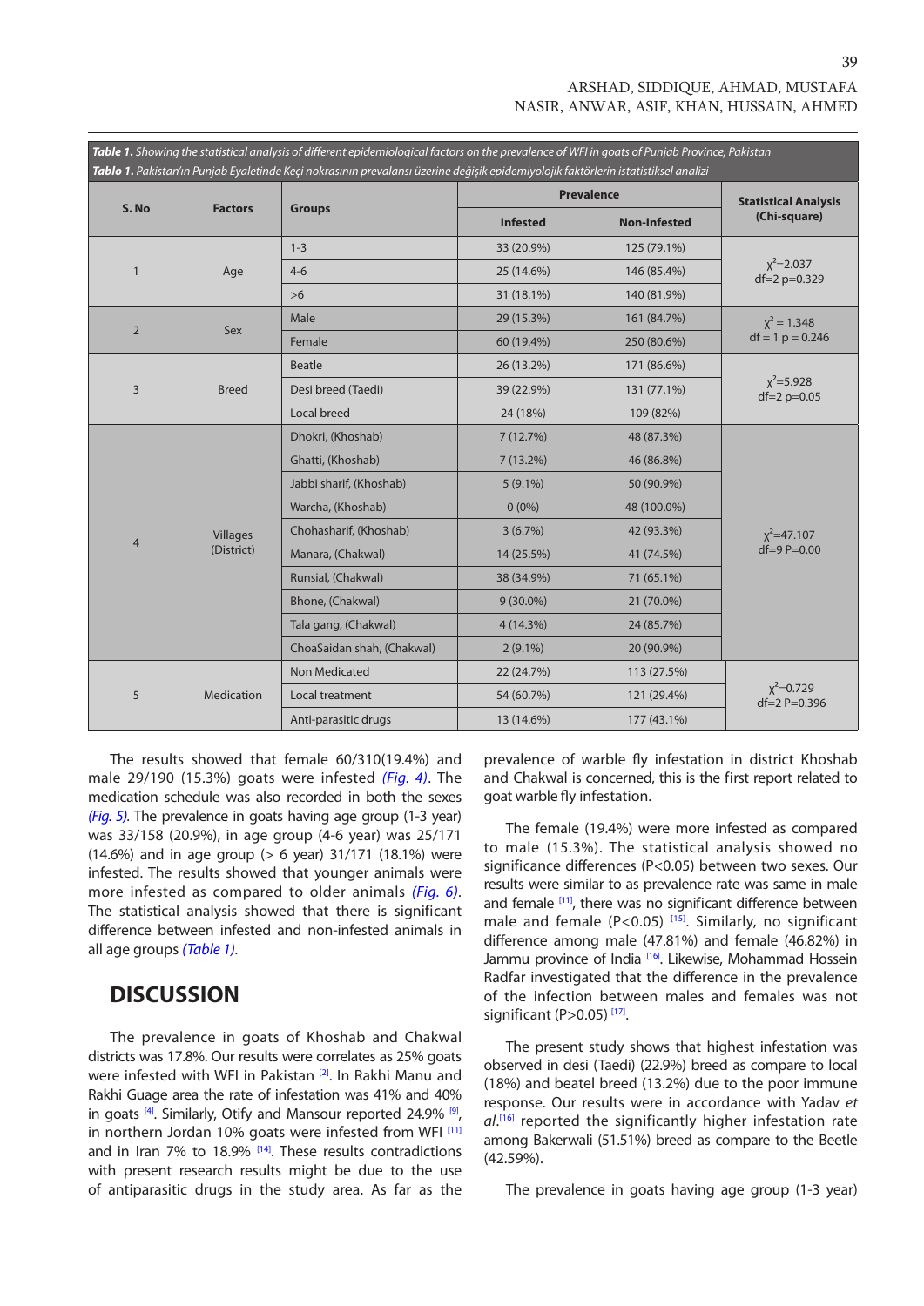**Table 1.** *Showing the statistical analysis of different epidemiological factors on the prevalence of WFI in goats of Punjab Province, Pakistan*

**Tablo 1.** *Pakistan'ın Punjab Eyaletinde Keçi nokrasının prevalansı üzerine değişik epidemiyolojik faktörlerin istatistiksel analizi*

| S. No | Factors | Groups | Prevalence | | Statistical Analysis (Chi-square) |
|---|---|---|---|---|---|
| | | | Infested | Non-Infested | |
| 1 | Age | 1-3 | 33 (20.9%) | 125 (79.1%) | $\chi^2$=2.037 df=2 p=0.329 |
| | | 4-6 | 25 (14.6%) | 146 (85.4%) | |
| | | >6 | 31 (18.1%) | 140 (81.9%) | |
| 2 | Sex | Male | 29 (15.3%) | 161 (84.7%) | $\chi^2$ = 1.348 df = 1 p = 0.246 |
| | | Female | 60 (19.4%) | 250 (80.6%) | |
| 3 | Breed | Beatle | 26 (13.2%) | 171 (86.6%) | $\chi^2$=5.928 df=2 p=0.05 |
| | | Desi breed (Taedi) | 39 (22.9%) | 131 (77.1%) | |
| | | Local breed | 24 (18%) | 109 (82%) | |
| 4 | Villages (District) | Dhokri, (Khoshab) | 7 (12.7%) | 48 (87.3%) | $\chi^2$=47.107 df=9 P=0.00 |
| | | Ghatti, (Khoshab) | 7 (13.2%) | 46 (86.8%) | |
| | | Jabbi sharif, (Khoshab) | 5 (9.1%) | 50 (90.9%) | |
| | | Warcha, (Khoshab) | 0 (0%) | 48 (100.0%) | |
| | | Chohasharif, (Khoshab) | 3 (6.7%) | 42 (93.3%) | |
| | | Manara, (Chakwal) | 14 (25.5%) | 41 (74.5%) | |
| | | Runsial, (Chakwal) | 38 (34.9%) | 71 (65.1%) | |
| | | Bhone, (Chakwal) | 9 (30.0%) | 21 (70.0%) | |
| | | Tala gang, (Chakwal) | 4 (14.3%) | 24 (85.7%) | |
| | | ChoaSaidan shah, (Chakwal) | 2 (9.1%) | 20 (90.9%) | |
| 5 | Medication | Non Medicated | 22 (24.7%) | 113 (27.5%) | $\chi^2$=0.729 df=2 P=0.396 |
| | | Local treatment | 54 (60.7%) | 121 (29.4%) | |
| | | Anti-parasitic drugs | 13 (14.6%) | 177 (43.1%) | |

The results showed that female 60/310(19.4%) and male 29/190 (15.3%) goats were infested *(Fig. 4)*. The medication schedule was also recorded in both the sexes *(Fig. 5)*. The prevalence in goats having age group (1-3 year) was 33/158 (20.9%), in age group (4-6 year) was 25/171 (14.6%) and in age group (> 6 year) 31/171 (18.1%) were infested. The results showed that younger animals were more infested as compared to older animals *(Fig. 6)*. The statistical analysis showed that there is significant difference between infested and non-infested animals in all age groups *(Table 1)*.

## DISCUSSION

The prevalence in goats of Khoshab and Chakwal districts was 17.8%. Our results were correlates as 25% goats were infested with WFI in Pakistan [2]. In Rakhi Manu and Rakhi Guage area the rate of infestation was 41% and 40% in goats [4]. Similarly, Otify and Mansour reported 24.9% [9], in northern Jordan 10% goats were infested from WFI [11] and in Iran 7% to 18.9% [14]. These results contradictions with present research results might be due to the use of antiparasitic drugs in the study area. As far as the prevalence of warble fly infestation in district Khoshab and Chakwal is concerned, this is the first report related to goat warble fly infestation.

The female (19.4%) were more infested as compared to male (15.3%). The statistical analysis showed no significance differences (P<0.05) between two sexes. Our results were similar to as prevalence rate was same in male and female [11], there was no significant difference between male and female (P<0.05) [15]. Similarly, no significant difference among male (47.81%) and female (46.82%) in Jammu province of India [16]. Likewise, Mohammad Hossein Radfar investigated that the difference in the prevalence of the infection between males and females was not significant (P>0.05) [17].

The present study shows that highest infestation was observed in desi (Taedi) (22.9%) breed as compare to local (18%) and beatel breed (13.2%) due to the poor immune response. Our results were in accordance with Yadav *et al.*[16] reported the significantly higher infestation rate among Bakerwali (51.51%) breed as compare to the Beetle (42.59%).

The prevalence in goats having age group (1-3 year)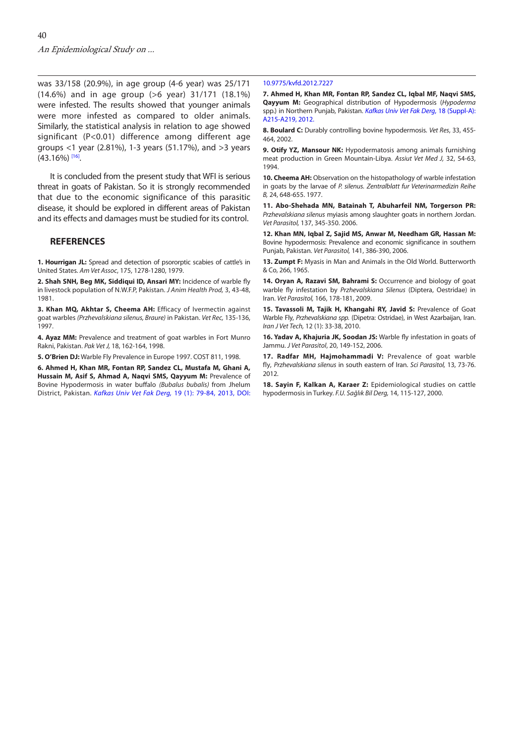was 33/158 (20.9%), in age group (4-6 year) was 25/171 (14.6%) and in age group (>6 year) 31/171 (18.1%) were infested. The results showed that younger animals were more infested as compared to older animals. Similarly, the statistical analysis in relation to age showed significant (P<0.01) difference among different age groups <1 year (2.81%), 1-3 years (51.17%), and >3 years (43.16%) [16].

It is concluded from the present study that WFI is serious threat in goats of Pakistan. So it is strongly recommended that due to the economic significance of this parasitic disease, it should be explored in different areas of Pakistan and its effects and damages must be studied for its control.

## REFERENCES

**1. Hourrigan JL:** Spread and detection of psororptic scabies of cattle's in United States. *Am Vet Assoc*, 175, 1278-1280, 1979.

**2. Shah SNH, Beg MK, Siddiqui ID, Ansari MY:** Incidence of warble fly in livestock population of N.W.F.P, Pakistan. *J Anim Health Prod,* 3, 43-48, 1981.

**3. Khan MQ, Akhtar S, Cheema AH:** Efficacy of Ivermectin against goat warbles *(Przhevalskiana silenus, Braure)* in Pakistan. *Vet Rec,* 135-136, 1997.

**4. Ayaz MM:** Prevalence and treatment of goat warbles in Fort Munro Rakni, Pakistan. *Pak Vet J,* 18, 162-164, 1998.

**5. O'Brien DJ:** Warble Fly Prevalence in Europe 1997. COST 811, 1998.

**6. Ahmed H, Khan MR, Fontan RP, Sandez CL, Mustafa M, Ghani A, Hussain M, Asif S, Ahmad A, Naqvi SMS, Qayyum M:** Prevalence of Bovine Hypodermosis in water buffalo *(Bubalus bubalis)* from Jhelum District, Pakistan. *Kafkas Univ Vet Fak Derg,* 19 (1): 79-84, 2013, DOI: 10.9775/kvfd.2012.7227

**7. Ahmed H, Khan MR, Fontan RP, Sandez CL, Iqbal MF, Naqvi SMS, Qayyum M:** Geographical distribution of Hypodermosis (*Hypoderma* spp.) in Northern Punjab, Pakistan. *Kafkas Univ Vet Fak Derg,* 18 (Suppl-A): A215-A219, 2012.

**8. Boulard C:** Durably controlling bovine hypodermosis. *Vet Res*, 33, 455-464, 2002.

**9. Otify YZ, Mansour NK:** Hypodermatosis among animals furnishing meat production in Green Mountain-Libya. *Assiut Vet Med J,* 32, 54-63, 1994.

**10. Cheema AH:** Observation on the histopathology of warble infestation in goats by the larvae of *P. silenus. Zentralblatt fur Veterinarmedizin Reihe B,* 24, 648-655. 1977.

**11. Abo-Shehada MN, Batainah T, Abuharfeil NM, Torgerson PR:** *Przhevalskiana silenus* myiasis among slaughter goats in northern Jordan. *Vet Parasitol,* 137, 345-350. 2006.

**12. Khan MN, Iqbal Z, Sajid MS, Anwar M, Needham GR, Hassan M:** Bovine hypodermosis: Prevalence and economic significance in southern Punjab, Pakistan. *Vet Parasitol,* 141, 386-390, 2006.

**13. Zumpt F:** Myasis in Man and Animals in the Old World. Butterworth & Co, 266, 1965.

**14. Oryan A, Razavi SM, Bahrami S:** Occurrence and biology of goat warble fly infestation by *Przhevalskiana Silenus* (Diptera, Oestridae) in Iran. *Vet Parasitol,* 166, 178-181, 2009.

**15. Tavassoli M, Tajik H, Khangahi RY, Javid S:** Prevalence of Goat Warble Fly, *Przhevalskiana spp.* (Dipetra: Ostridae), in West Azarbaijan, Iran. *Iran J Vet Tech,* 12 (1): 33-38, 2010.

**16. Yadav A, Khajuria JK, Soodan JS:** Warble fly infestation in goats of Jammu. *J Vet Parasitol*, 20, 149-152, 2006.

**17. Radfar MH, Hajmohammadi V:** Prevalence of goat warble fly, *Przhevalskiana silenus* in south eastern of Iran. *Sci Parasitol,* 13, 73-76. 2012.

**18. Sayin F, Kalkan A, Karaer Z:** Epidemiological studies on cattle hypodermosis in Turkey. *F.U. Sağlık Bil Derg,* 14, 115-127, 2000.